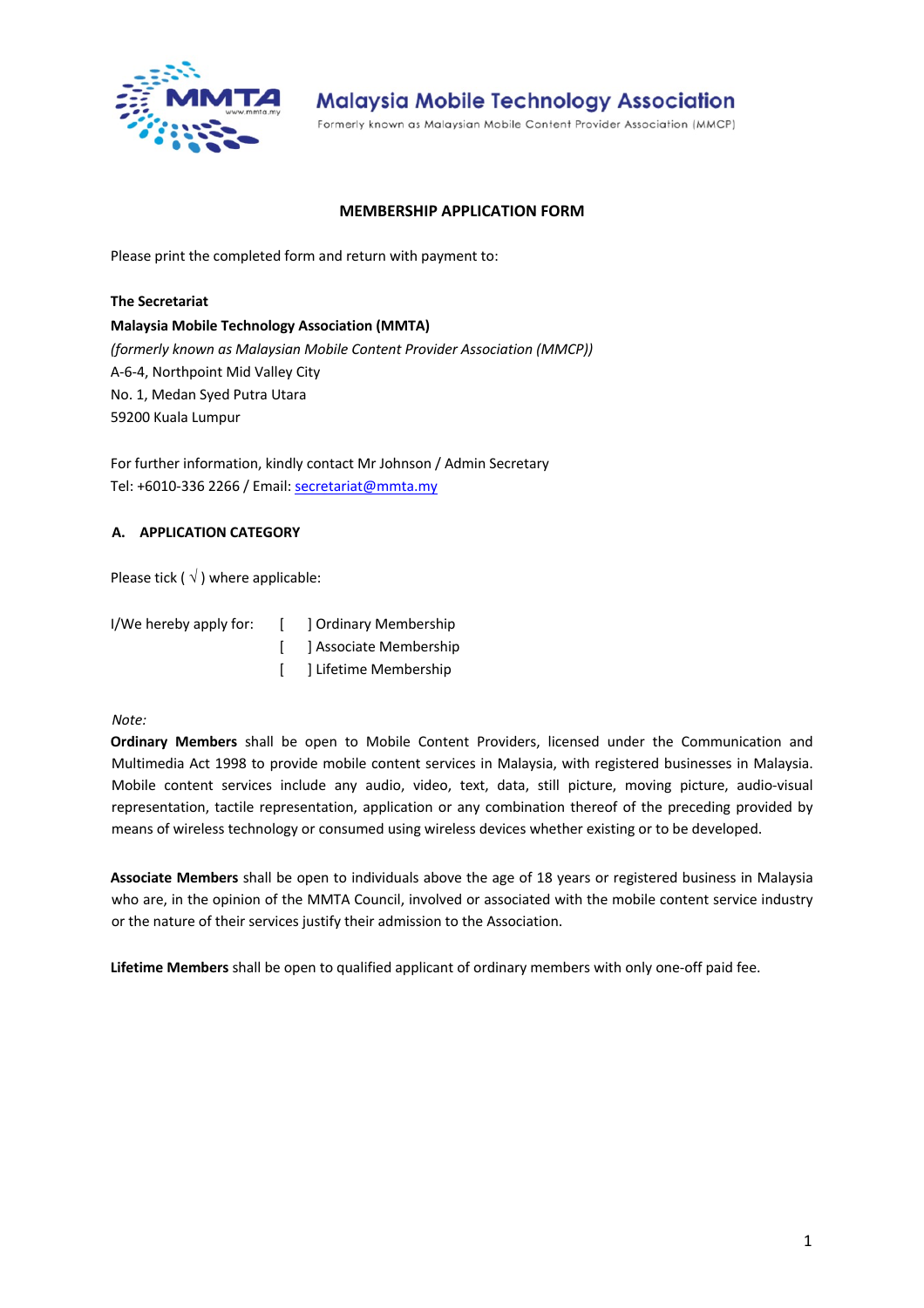# Malaysia Mobile Technology Association

Formerly known as Malaysian Mobile Content Provider Association (MMCP)

## MEMBERSHIP APPLICATION FORM

Please print the completed form and return with payment to:

**The Secretariat**
**Malaysia Mobile Technology Association (MMTA)**
*(formerly known as Malaysian Mobile Content Provider Association (MMCP))*
A-6-4, Northpoint Mid Valley City
No. 1, Medan Syed Putra Utara
59200 Kuala Lumpur

For further information, kindly contact Mr Johnson / Admin Secretary
Tel: +6010-336 2266 / Email: secretariat@mmta.my

### A. APPLICATION CATEGORY

Please tick ( √ ) where applicable:

I/We hereby apply for:
[ ] Ordinary Membership
[ ] Associate Membership
[ ] Lifetime Membership

*Note:*

**Ordinary Members** shall be open to Mobile Content Providers, licensed under the Communication and Multimedia Act 1998 to provide mobile content services in Malaysia, with registered businesses in Malaysia. Mobile content services include any audio, video, text, data, still picture, moving picture, audio-visual representation, tactile representation, application or any combination thereof of the preceding provided by means of wireless technology or consumed using wireless devices whether existing or to be developed.

**Associate Members** shall be open to individuals above the age of 18 years or registered business in Malaysia who are, in the opinion of the MMTA Council, involved or associated with the mobile content service industry or the nature of their services justify their admission to the Association.

**Lifetime Members** shall be open to qualified applicant of ordinary members with only one-off paid fee.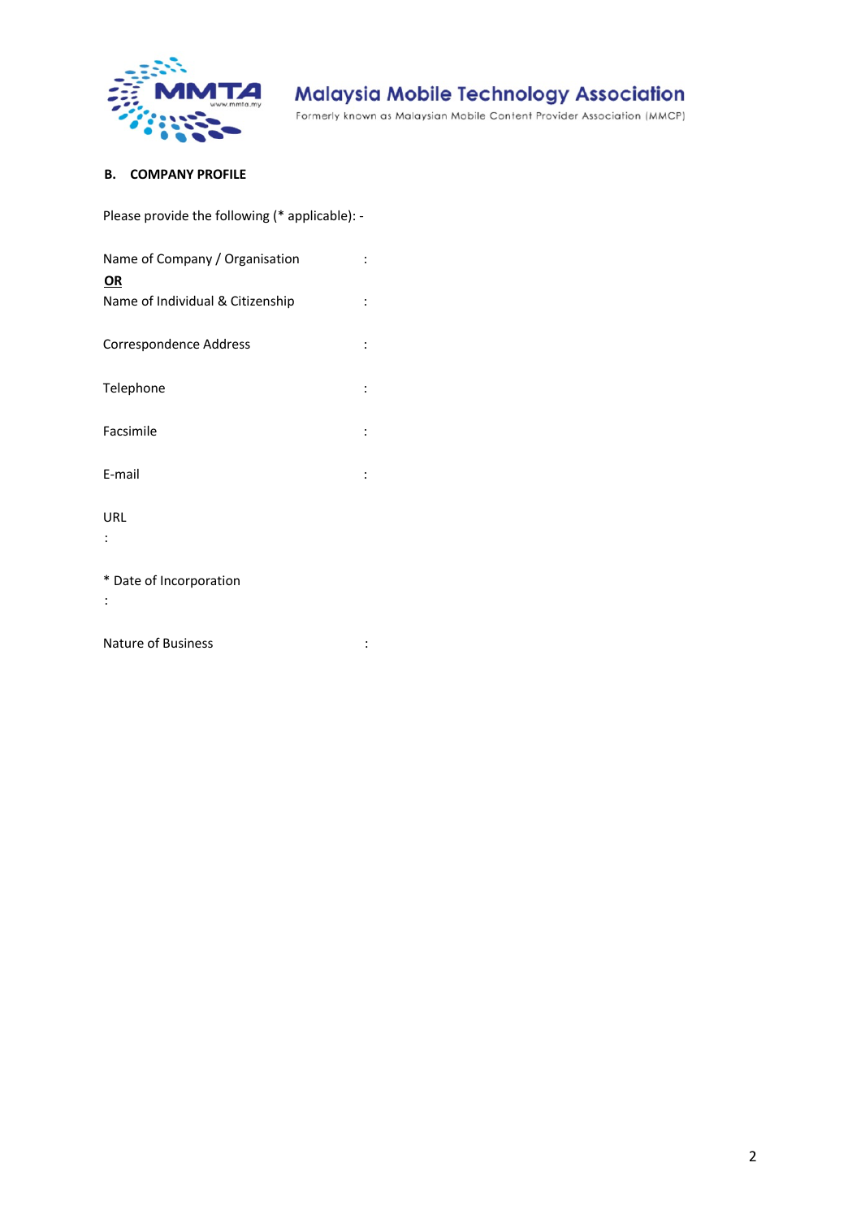**B. COMPANY PROFILE**

Please provide the following (* applicable): -

Name of Company / Organisation :

**<u>OR</u>**

Name of Individual & Citizenship :

Correspondence Address :

Telephone :

Facsimile :

E-mail :

URL :

* Date of Incorporation :

Nature of Business :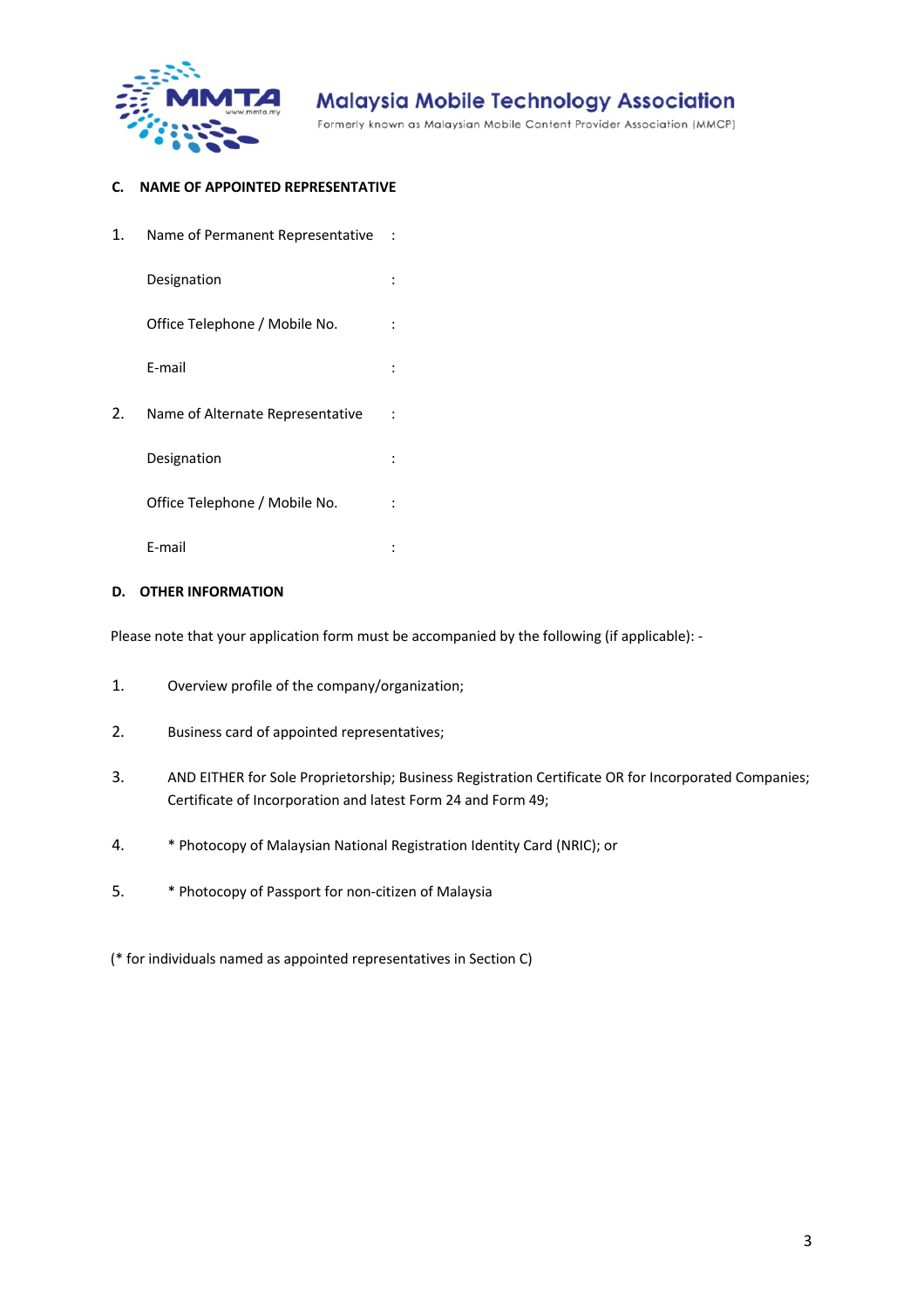Malaysia Mobile Technology Association

Formerly known as Malaysian Mobile Content Provider Association (MMCP)

## C. NAME OF APPOINTED REPRESENTATIVE

1. Name of Permanent Representative :

   Designation :

   Office Telephone / Mobile No. :

   E-mail :

2. Name of Alternate Representative :

   Designation :

   Office Telephone / Mobile No. :

   E-mail :

## D. OTHER INFORMATION

Please note that your application form must be accompanied by the following (if applicable): -

1. Overview profile of the company/organization;
2. Business card of appointed representatives;
3. AND EITHER for Sole Proprietorship; Business Registration Certificate OR for Incorporated Companies; Certificate of Incorporation and latest Form 24 and Form 49;
4. * Photocopy of Malaysian National Registration Identity Card (NRIC); or
5. * Photocopy of Passport for non-citizen of Malaysia

(* for individuals named as appointed representatives in Section C)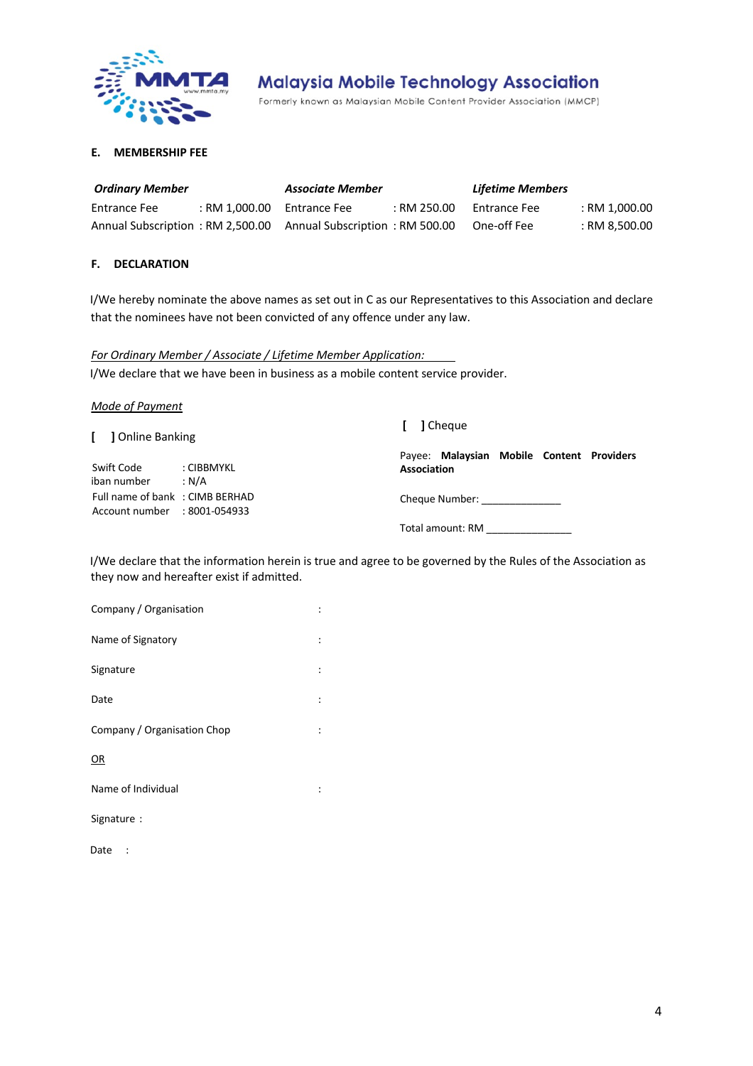**Malaysia Mobile Technology Association**

Formerly known as Malaysian Mobile Content Provider Association (MMCP)

### E. MEMBERSHIP FEE

| *Ordinary Member* | | *Associate Member* | | *Lifetime Members* | |
|---|---|---|---|---|---|
| Entrance Fee | : RM 1,000.00 | Entrance Fee | : RM 250.00 | Entrance Fee | : RM 1,000.00 |
| Annual Subscription | : RM 2,500.00 | Annual Subscription | : RM 500.00 | One-off Fee | : RM 8,500.00 |

### F. DECLARATION

I/We hereby nominate the above names as set out in C as our Representatives to this Association and declare that the nominees have not been convicted of any offence under any law.

*For Ordinary Member / Associate / Lifetime Member Application:*

I/We declare that we have been in business as a mobile content service provider.

*Mode of Payment*

[ ] Online Banking

Swift Code : CIBBMYKL
iban number : N/A
Full name of bank : CIMB BERHAD
Account number : 8001-054933

[ ] Cheque

Payee: **Malaysian Mobile Content Providers Association**

Cheque Number: _______________

Total amount: RM _______________

I/We declare that the information herein is true and agree to be governed by the Rules of the Association as they now and hereafter exist if admitted.

Company / Organisation :

Name of Signatory :

Signature :

Date :

Company / Organisation Chop :

OR

Name of Individual :

Signature :

Date :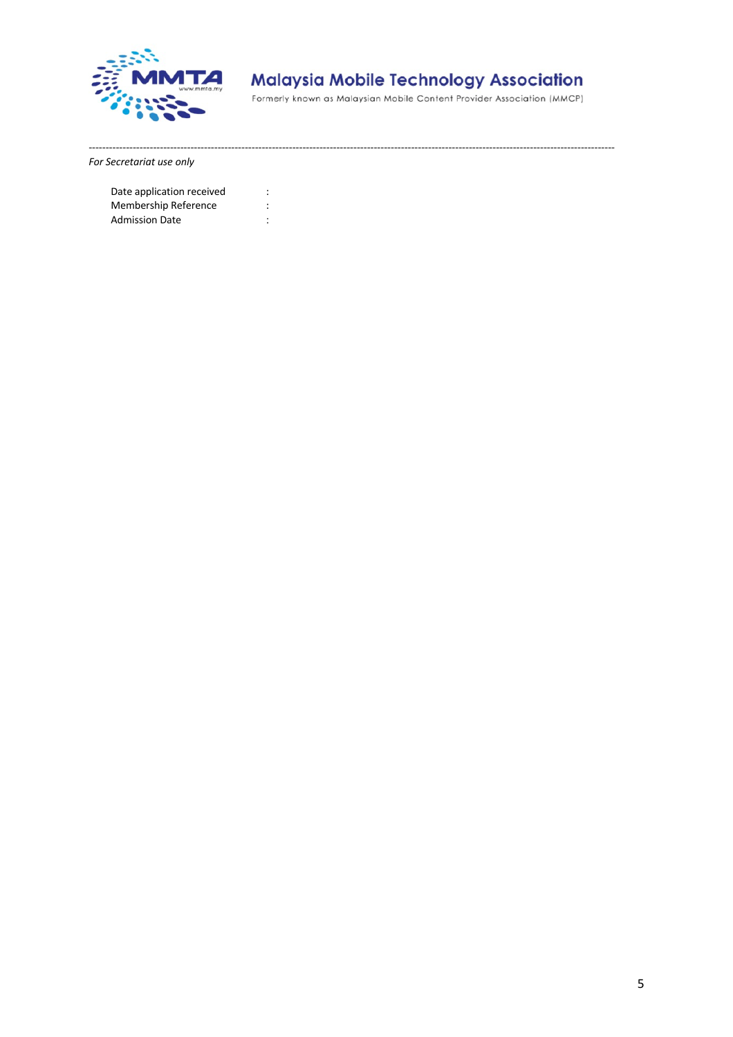**Malaysia Mobile Technology Association**

Formerly known as Malaysian Mobile Content Provider Association (MMCP)

---

*For Secretariat use only*

Date application received :
Membership Reference :
Admission Date :